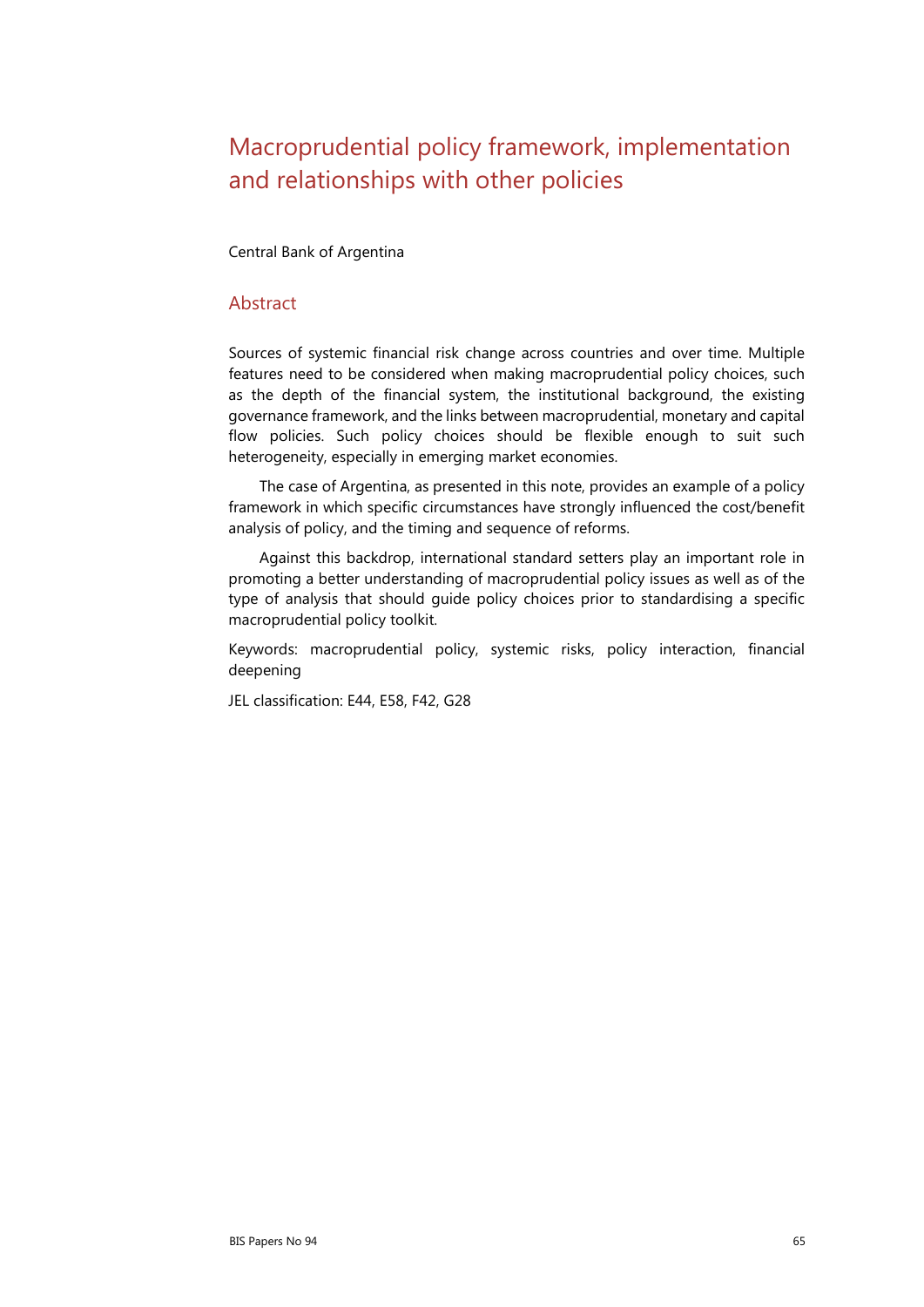# Macroprudential policy framework, implementation and relationships with other policies

Central Bank of Argentina

## Abstract

Sources of systemic financial risk change across countries and over time. Multiple features need to be considered when making macroprudential policy choices, such as the depth of the financial system, the institutional background, the existing governance framework, and the links between macroprudential, monetary and capital flow policies. Such policy choices should be flexible enough to suit such heterogeneity, especially in emerging market economies.

The case of Argentina, as presented in this note, provides an example of a policy framework in which specific circumstances have strongly influenced the cost/benefit analysis of policy, and the timing and sequence of reforms.

Against this backdrop, international standard setters play an important role in promoting a better understanding of macroprudential policy issues as well as of the type of analysis that should guide policy choices prior to standardising a specific macroprudential policy toolkit.

Keywords: macroprudential policy, systemic risks, policy interaction, financial deepening

JEL classification: E44, E58, F42, G28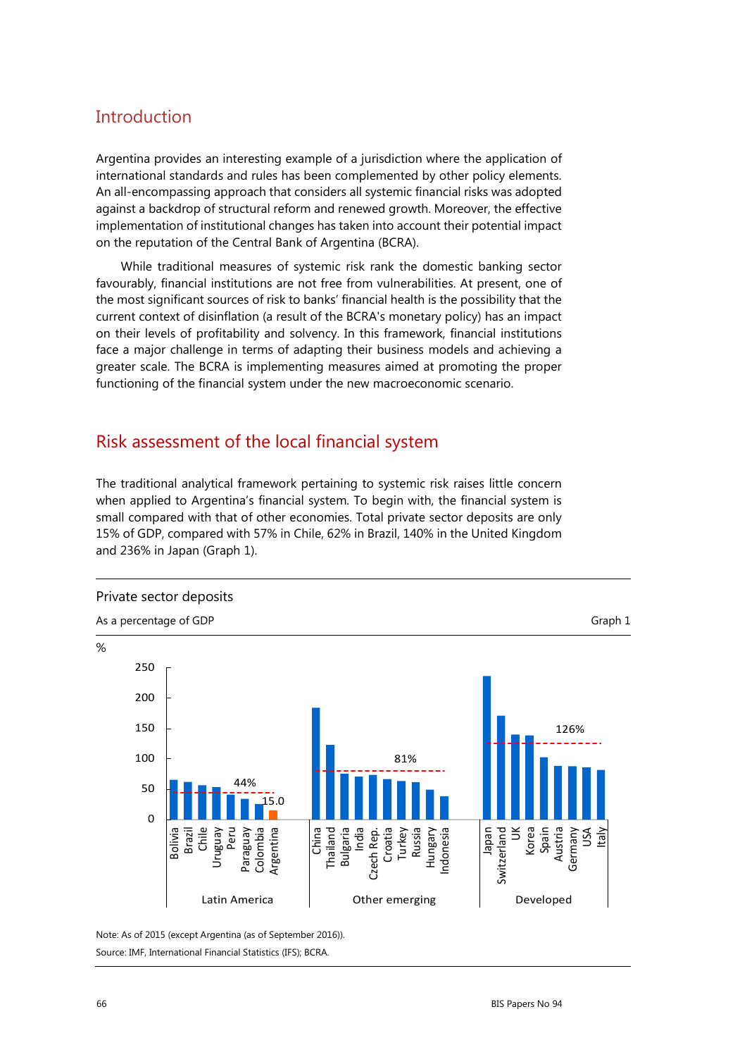## Introduction

Argentina provides an interesting example of a jurisdiction where the application of international standards and rules has been complemented by other policy elements. An all-encompassing approach that considers all systemic financial risks was adopted against a backdrop of structural reform and renewed growth. Moreover, the effective implementation of institutional changes has taken into account their potential impact on the reputation of the Central Bank of Argentina (BCRA).

While traditional measures of systemic risk rank the domestic banking sector favourably, financial institutions are not free from vulnerabilities. At present, one of the most significant sources of risk to banks' financial health is the possibility that the current context of disinflation (a result of the BCRA's monetary policy) has an impact on their levels of profitability and solvency. In this framework, financial institutions face a major challenge in terms of adapting their business models and achieving a greater scale. The BCRA is implementing measures aimed at promoting the proper functioning of the financial system under the new macroeconomic scenario.

## Risk assessment of the local financial system

The traditional analytical framework pertaining to systemic risk raises little concern when applied to Argentina's financial system. To begin with, the financial system is small compared with that of other economies. Total private sector deposits are only 15% of GDP, compared with 57% in Chile, 62% in Brazil, 140% in the United Kingdom and 236% in Japan (Graph 1).

Private sector deposits

As a percentage of GDP

Graph 1

Note: As of 2015 (except Argentina (as of September 2016)).

Source: IMF, International Financial Statistics (IFS); BCRA.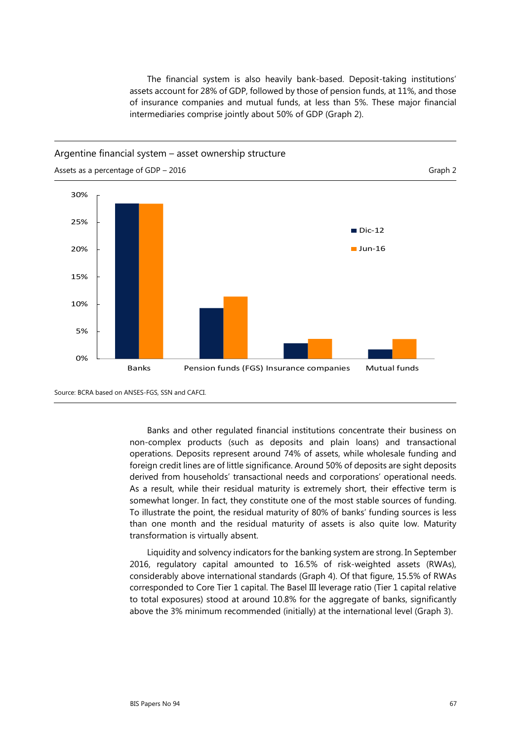The financial system is also heavily bank-based. Deposit-taking institutions' assets account for 28% of GDP, followed by those of pension funds, at 11%, and those of insurance companies and mutual funds, at less than 5%. These major financial intermediaries comprise jointly about 50% of GDP (Graph 2).

Argentine financial system – asset ownership structure

Assets as a percentage of GDP – 2016

Graph 2

Source: BCRA based on ANSES-FGS, SSN and CAFCI.

Banks and other regulated financial institutions concentrate their business on non-complex products (such as deposits and plain loans) and transactional operations. Deposits represent around 74% of assets, while wholesale funding and foreign credit lines are of little significance. Around 50% of deposits are sight deposits derived from households' transactional needs and corporations' operational needs. As a result, while their residual maturity is extremely short, their effective term is somewhat longer. In fact, they constitute one of the most stable sources of funding. To illustrate the point, the residual maturity of 80% of banks' funding sources is less than one month and the residual maturity of assets is also quite low. Maturity transformation is virtually absent.

Liquidity and solvency indicators for the banking system are strong. In September 2016, regulatory capital amounted to 16.5% of risk-weighted assets (RWAs), considerably above international standards (Graph 4). Of that figure, 15.5% of RWAs corresponded to Core Tier 1 capital. The Basel III leverage ratio (Tier 1 capital relative to total exposures) stood at around 10.8% for the aggregate of banks, significantly above the 3% minimum recommended (initially) at the international level (Graph 3).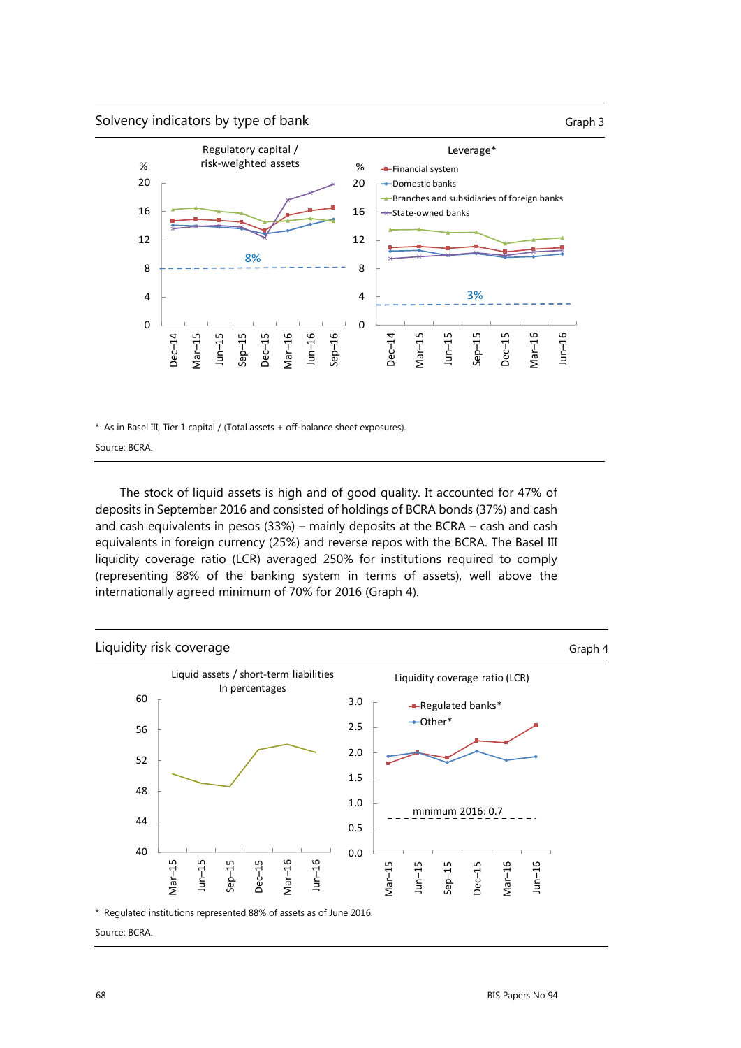## Solvency indicators by type of bank

Graph 3

Regulatory capital / risk-weighted assets

Leverage*

* As in Basel III, Tier 1 capital / (Total assets + off-balance sheet exposures).

Source: BCRA.

The stock of liquid assets is high and of good quality. It accounted for 47% of deposits in September 2016 and consisted of holdings of BCRA bonds (37%) and cash and cash equivalents in pesos (33%) – mainly deposits at the BCRA – cash and cash equivalents in foreign currency (25%) and reverse repos with the BCRA. The Basel III liquidity coverage ratio (LCR) averaged 250% for institutions required to comply (representing 88% of the banking system in terms of assets), well above the internationally agreed minimum of 70% for 2016 (Graph 4).

## Liquidity risk coverage

Graph 4

Liquid assets / short-term liabilities
In percentages

Liquidity coverage ratio (LCR)

* Regulated institutions represented 88% of assets as of June 2016.

Source: BCRA.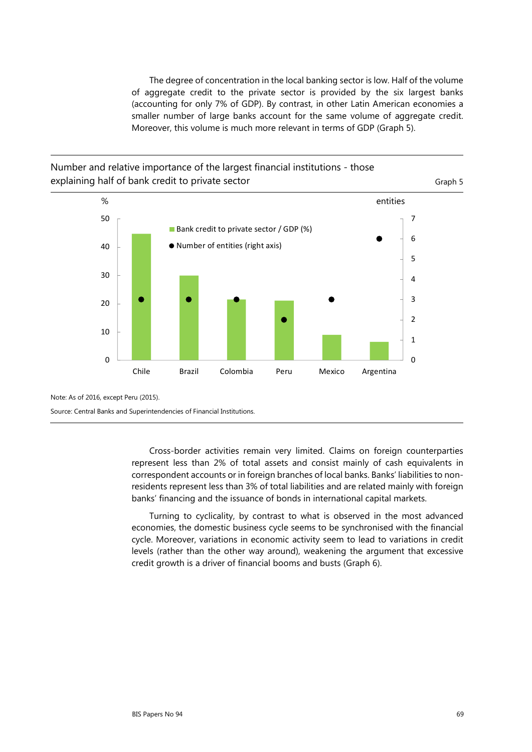The degree of concentration in the local banking sector is low. Half of the volume of aggregate credit to the private sector is provided by the six largest banks (accounting for only 7% of GDP). By contrast, in other Latin American economies a smaller number of large banks account for the same volume of aggregate credit. Moreover, this volume is much more relevant in terms of GDP (Graph 5).

Number and relative importance of the largest financial institutions - those explaining half of bank credit to private sector

Graph 5

% | entities

■ Bank credit to private sector / GDP (%)
● Number of entities (right axis)

Chile | Brazil | Colombia | Peru | Mexico | Argentina

Note: As of 2016, except Peru (2015).

Source: Central Banks and Superintendencies of Financial Institutions.

Cross-border activities remain very limited. Claims on foreign counterparties represent less than 2% of total assets and consist mainly of cash equivalents in correspondent accounts or in foreign branches of local banks. Banks' liabilities to non-residents represent less than 3% of total liabilities and are related mainly with foreign banks' financing and the issuance of bonds in international capital markets.

Turning to cyclicality, by contrast to what is observed in the most advanced economies, the domestic business cycle seems to be synchronised with the financial cycle. Moreover, variations in economic activity seem to lead to variations in credit levels (rather than the other way around), weakening the argument that excessive credit growth is a driver of financial booms and busts (Graph 6).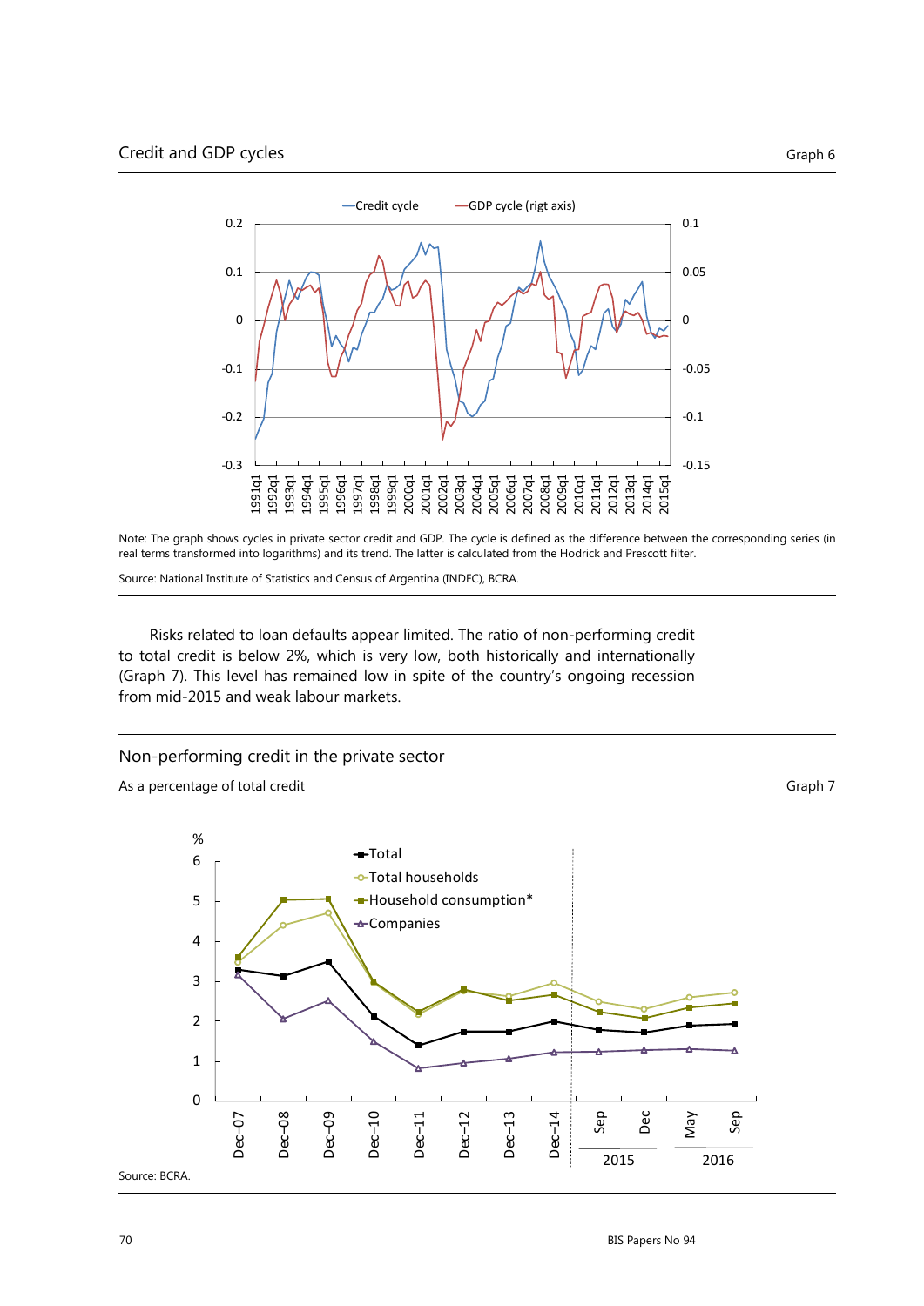## Credit and GDP cycles

Graph 6

Note: The graph shows cycles in private sector credit and GDP. The cycle is defined as the difference between the corresponding series (in real terms transformed into logarithms) and its trend. The latter is calculated from the Hodrick and Prescott filter.

Source: National Institute of Statistics and Census of Argentina (INDEC), BCRA.

Risks related to loan defaults appear limited. The ratio of non-performing credit to total credit is below 2%, which is very low, both historically and internationally (Graph 7). This level has remained low in spite of the country's ongoing recession from mid-2015 and weak labour markets.

## Non-performing credit in the private sector

As a percentage of total credit

Graph 7

Source: BCRA.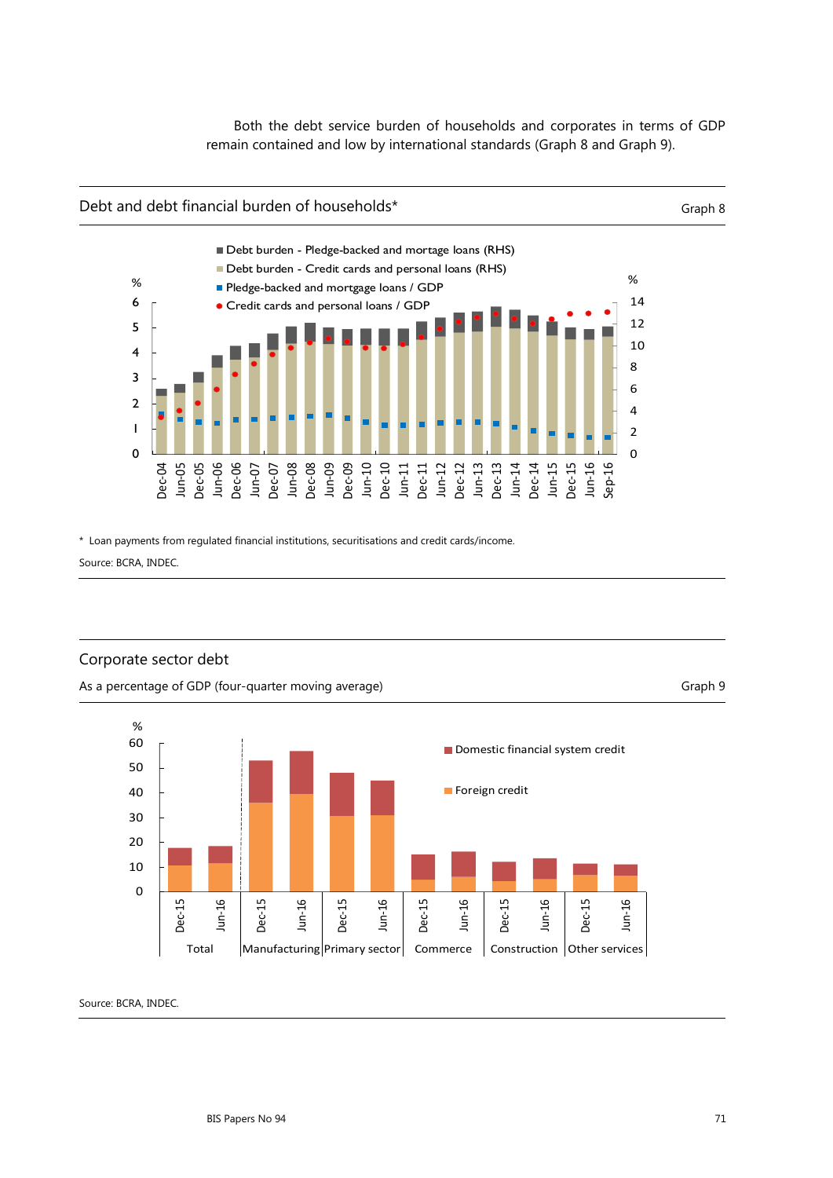Both the debt service burden of households and corporates in terms of GDP remain contained and low by international standards (Graph 8 and Graph 9).

## Debt and debt financial burden of households*

Graph 8

■ Debt burden - Pledge-backed and mortage loans (RHS)
■ Debt burden - Credit cards and personal loans (RHS)
■ Pledge-backed and mortgage loans / GDP
● Credit cards and personal loans / GDP

\* Loan payments from regulated financial institutions, securitisations and credit cards/income.

Source: BCRA, INDEC.

## Corporate sector debt

As a percentage of GDP (four-quarter moving average)

Graph 9

■ Domestic financial system credit
■ Foreign credit

Source: BCRA, INDEC.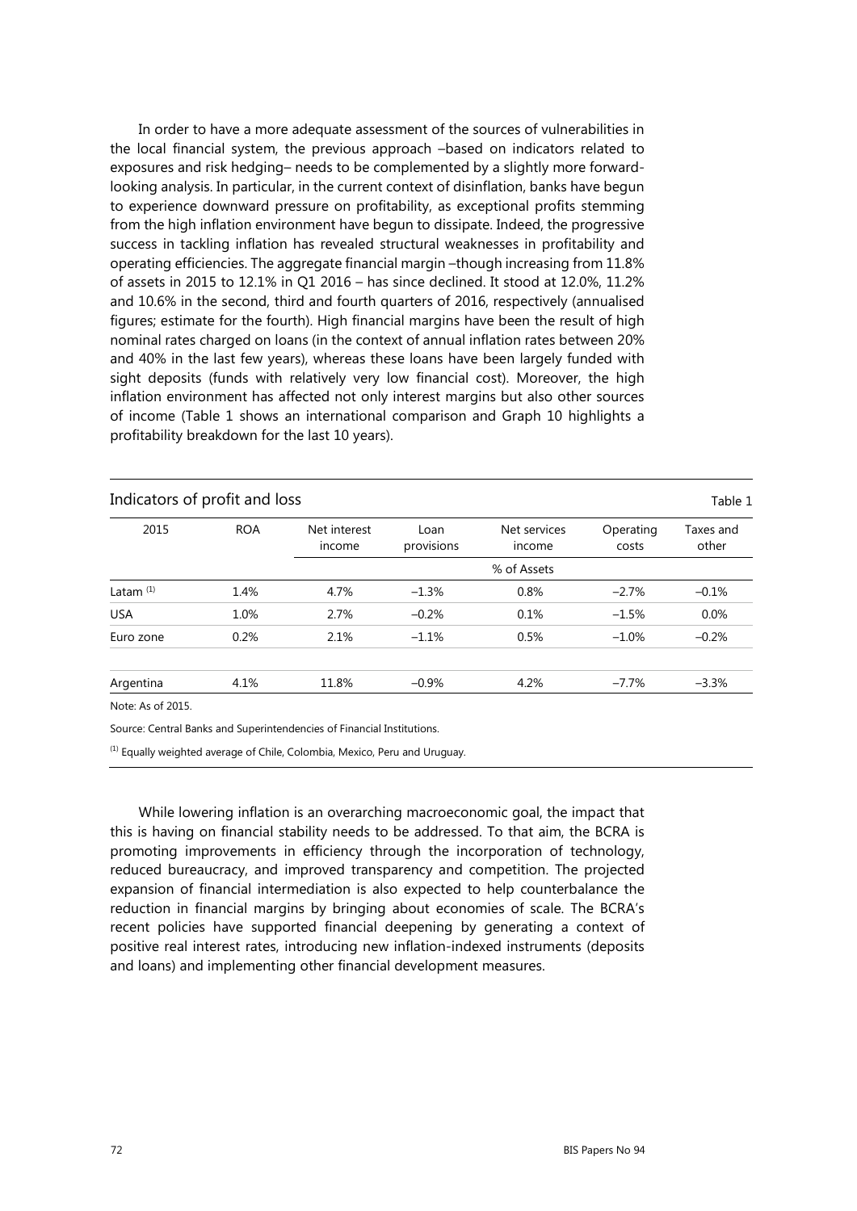In order to have a more adequate assessment of the sources of vulnerabilities in the local financial system, the previous approach –based on indicators related to exposures and risk hedging– needs to be complemented by a slightly more forward-looking analysis. In particular, in the current context of disinflation, banks have begun to experience downward pressure on profitability, as exceptional profits stemming from the high inflation environment have begun to dissipate. Indeed, the progressive success in tackling inflation has revealed structural weaknesses in profitability and operating efficiencies. The aggregate financial margin –though increasing from 11.8% of assets in 2015 to 12.1% in Q1 2016 – has since declined. It stood at 12.0%, 11.2% and 10.6% in the second, third and fourth quarters of 2016, respectively (annualised figures; estimate for the fourth). High financial margins have been the result of high nominal rates charged on loans (in the context of annual inflation rates between 20% and 40% in the last few years), whereas these loans have been largely funded with sight deposits (funds with relatively very low financial cost). Moreover, the high inflation environment has affected not only interest margins but also other sources of income (Table 1 shows an international comparison and Graph 10 highlights a profitability breakdown for the last 10 years).

Indicators of profit and loss — Table 1

| 2015 | ROA | Net interest income | Loan provisions | Net services income | Operating costs | Taxes and other |
|---|---|---|---|---|---|---|
| | | % of Assets | | | | |
| Latam [(1)] | 1.4% | 4.7% | −1.3% | 0.8% | −2.7% | −0.1% |
| USA | 1.0% | 2.7% | −0.2% | 0.1% | −1.5% | 0.0% |
| Euro zone | 0.2% | 2.1% | −1.1% | 0.5% | −1.0% | −0.2% |
| Argentina | 4.1% | 11.8% | −0.9% | 4.2% | −7.7% | −3.3% |

Note: As of 2015.

Source: Central Banks and Superintendencies of Financial Institutions.

[(1)] Equally weighted average of Chile, Colombia, Mexico, Peru and Uruguay.

While lowering inflation is an overarching macroeconomic goal, the impact that this is having on financial stability needs to be addressed. To that aim, the BCRA is promoting improvements in efficiency through the incorporation of technology, reduced bureaucracy, and improved transparency and competition. The projected expansion of financial intermediation is also expected to help counterbalance the reduction in financial margins by bringing about economies of scale. The BCRA's recent policies have supported financial deepening by generating a context of positive real interest rates, introducing new inflation-indexed instruments (deposits and loans) and implementing other financial development measures.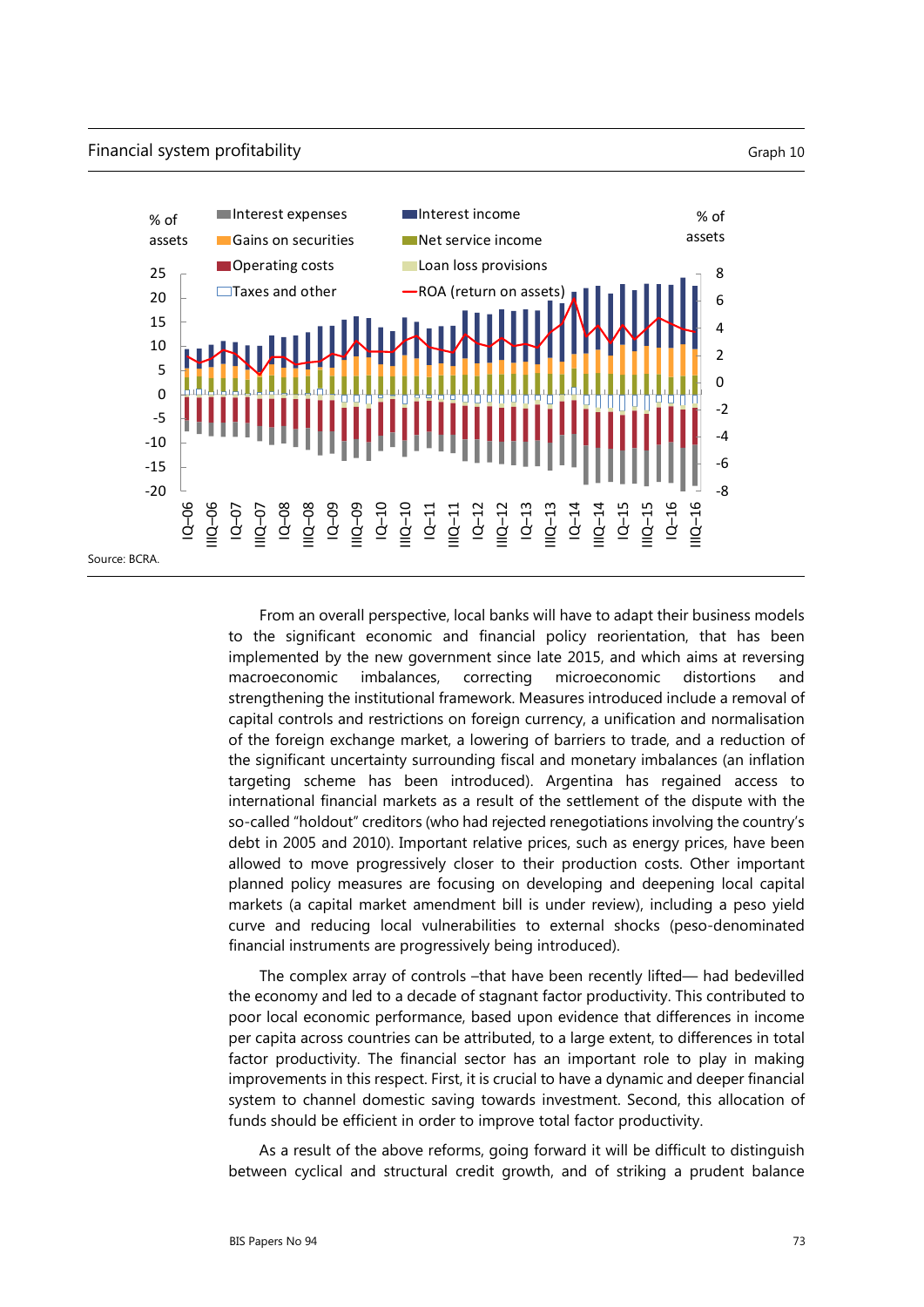Financial system profitability

Graph 10

% of assets

- Interest expenses
- Gains on securities
- Operating costs
- Taxes and other
- Interest income
- Net service income
- Loan loss provisions
- ROA (return on assets)

% of assets

Source: BCRA.

From an overall perspective, local banks will have to adapt their business models to the significant economic and financial policy reorientation, that has been implemented by the new government since late 2015, and which aims at reversing macroeconomic imbalances, correcting microeconomic distortions and strengthening the institutional framework. Measures introduced include a removal of capital controls and restrictions on foreign currency, a unification and normalisation of the foreign exchange market, a lowering of barriers to trade, and a reduction of the significant uncertainty surrounding fiscal and monetary imbalances (an inflation targeting scheme has been introduced). Argentina has regained access to international financial markets as a result of the settlement of the dispute with the so-called "holdout" creditors (who had rejected renegotiations involving the country's debt in 2005 and 2010). Important relative prices, such as energy prices, have been allowed to move progressively closer to their production costs. Other important planned policy measures are focusing on developing and deepening local capital markets (a capital market amendment bill is under review), including a peso yield curve and reducing local vulnerabilities to external shocks (peso-denominated financial instruments are progressively being introduced).

The complex array of controls –that have been recently lifted— had bedevilled the economy and led to a decade of stagnant factor productivity. This contributed to poor local economic performance, based upon evidence that differences in income per capita across countries can be attributed, to a large extent, to differences in total factor productivity. The financial sector has an important role to play in making improvements in this respect. First, it is crucial to have a dynamic and deeper financial system to channel domestic saving towards investment. Second, this allocation of funds should be efficient in order to improve total factor productivity.

As a result of the above reforms, going forward it will be difficult to distinguish between cyclical and structural credit growth, and of striking a prudent balance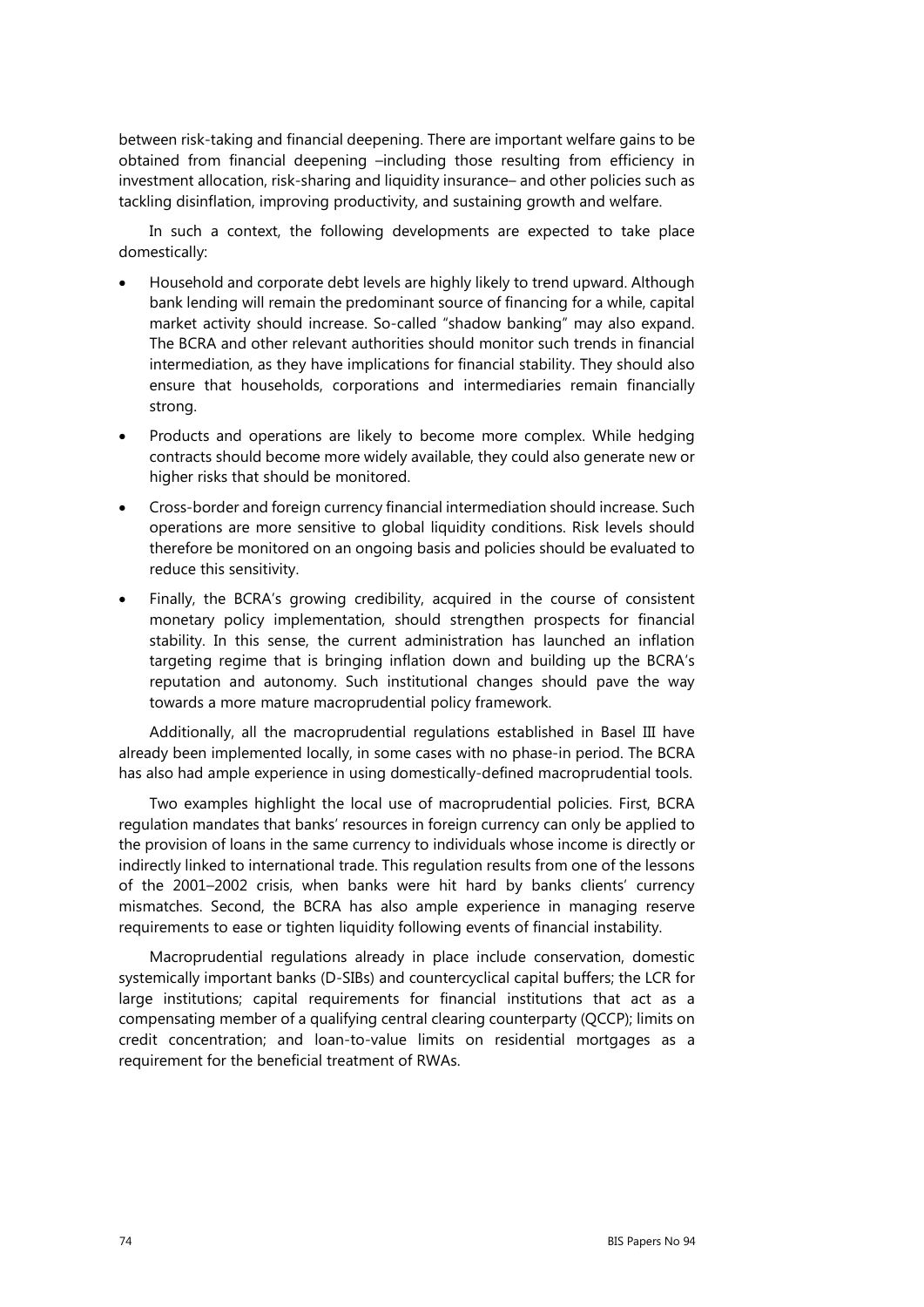between risk-taking and financial deepening. There are important welfare gains to be obtained from financial deepening –including those resulting from efficiency in investment allocation, risk-sharing and liquidity insurance– and other policies such as tackling disinflation, improving productivity, and sustaining growth and welfare.

In such a context, the following developments are expected to take place domestically:

- Household and corporate debt levels are highly likely to trend upward. Although bank lending will remain the predominant source of financing for a while, capital market activity should increase. So-called "shadow banking" may also expand. The BCRA and other relevant authorities should monitor such trends in financial intermediation, as they have implications for financial stability. They should also ensure that households, corporations and intermediaries remain financially strong.
- Products and operations are likely to become more complex. While hedging contracts should become more widely available, they could also generate new or higher risks that should be monitored.
- Cross-border and foreign currency financial intermediation should increase. Such operations are more sensitive to global liquidity conditions. Risk levels should therefore be monitored on an ongoing basis and policies should be evaluated to reduce this sensitivity.
- Finally, the BCRA's growing credibility, acquired in the course of consistent monetary policy implementation, should strengthen prospects for financial stability. In this sense, the current administration has launched an inflation targeting regime that is bringing inflation down and building up the BCRA's reputation and autonomy. Such institutional changes should pave the way towards a more mature macroprudential policy framework.

Additionally, all the macroprudential regulations established in Basel III have already been implemented locally, in some cases with no phase-in period. The BCRA has also had ample experience in using domestically-defined macroprudential tools.

Two examples highlight the local use of macroprudential policies. First, BCRA regulation mandates that banks' resources in foreign currency can only be applied to the provision of loans in the same currency to individuals whose income is directly or indirectly linked to international trade. This regulation results from one of the lessons of the 2001–2002 crisis, when banks were hit hard by banks clients' currency mismatches. Second, the BCRA has also ample experience in managing reserve requirements to ease or tighten liquidity following events of financial instability.

Macroprudential regulations already in place include conservation, domestic systemically important banks (D-SIBs) and countercyclical capital buffers; the LCR for large institutions; capital requirements for financial institutions that act as a compensating member of a qualifying central clearing counterparty (QCCP); limits on credit concentration; and loan-to-value limits on residential mortgages as a requirement for the beneficial treatment of RWAs.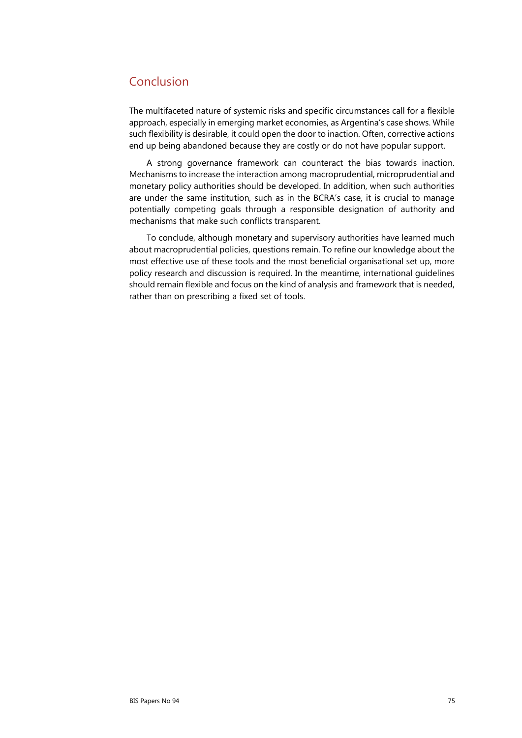## Conclusion

The multifaceted nature of systemic risks and specific circumstances call for a flexible approach, especially in emerging market economies, as Argentina's case shows. While such flexibility is desirable, it could open the door to inaction. Often, corrective actions end up being abandoned because they are costly or do not have popular support.

A strong governance framework can counteract the bias towards inaction. Mechanisms to increase the interaction among macroprudential, microprudential and monetary policy authorities should be developed. In addition, when such authorities are under the same institution, such as in the BCRA's case, it is crucial to manage potentially competing goals through a responsible designation of authority and mechanisms that make such conflicts transparent.

To conclude, although monetary and supervisory authorities have learned much about macroprudential policies, questions remain. To refine our knowledge about the most effective use of these tools and the most beneficial organisational set up, more policy research and discussion is required. In the meantime, international guidelines should remain flexible and focus on the kind of analysis and framework that is needed, rather than on prescribing a fixed set of tools.